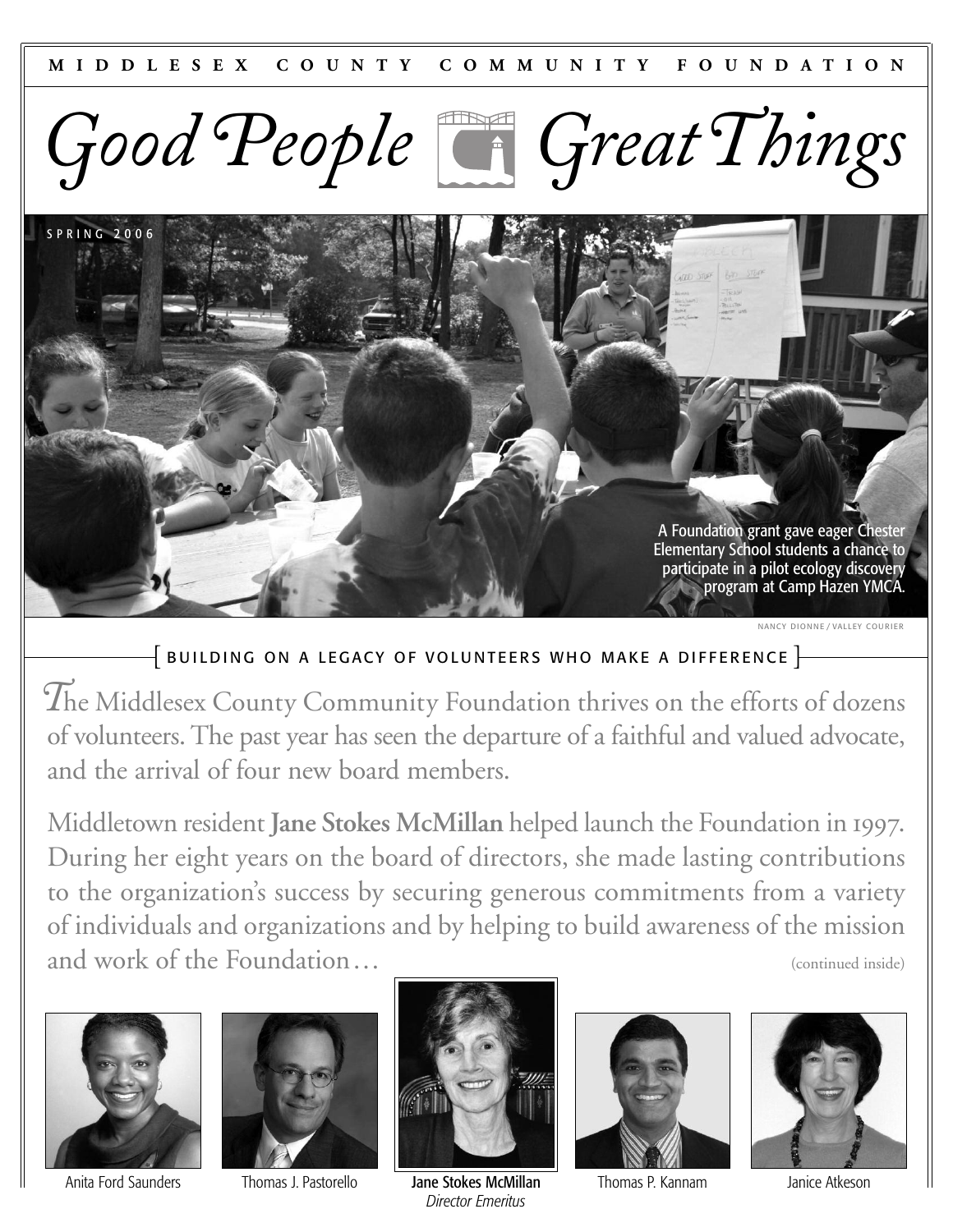MIDDLESEX COUNTY COMMUNITY FOUNDATION

# Good People Great Things

SPRING 2006

A Foundation grant gave eager Chester Elementary School students a chance to participate in a pilot ecology discovery program at Camp Hazen YMCA.

NANCY DIONNE / VALLEY COURIER

## [ BUILDING ON A LEGACY OF VOLUNTEERS WHO MAKE A DIFFERENCE ]

The Middlesex County Community Foundation thrives on the efforts of dozens of volunteers. The past year has seen the departure of a faithful and valued advocate, and the arrival of four new board members.

Middletown resident **Jane Stokes McMillan** helped launch the Foundation in 1997. During her eight years on the board of directors, she made lasting contributions to the organization's success by securing generous commitments from a variety of individuals and organizations and by helping to build awareness of the mission and work of the Foundation… (continued inside)

Anita Ford Saunders

Thomas J. Pastorello

**Jane Stokes McMillan**
*Director Emeritus*

Thomas P. Kannam

Janice Atkeson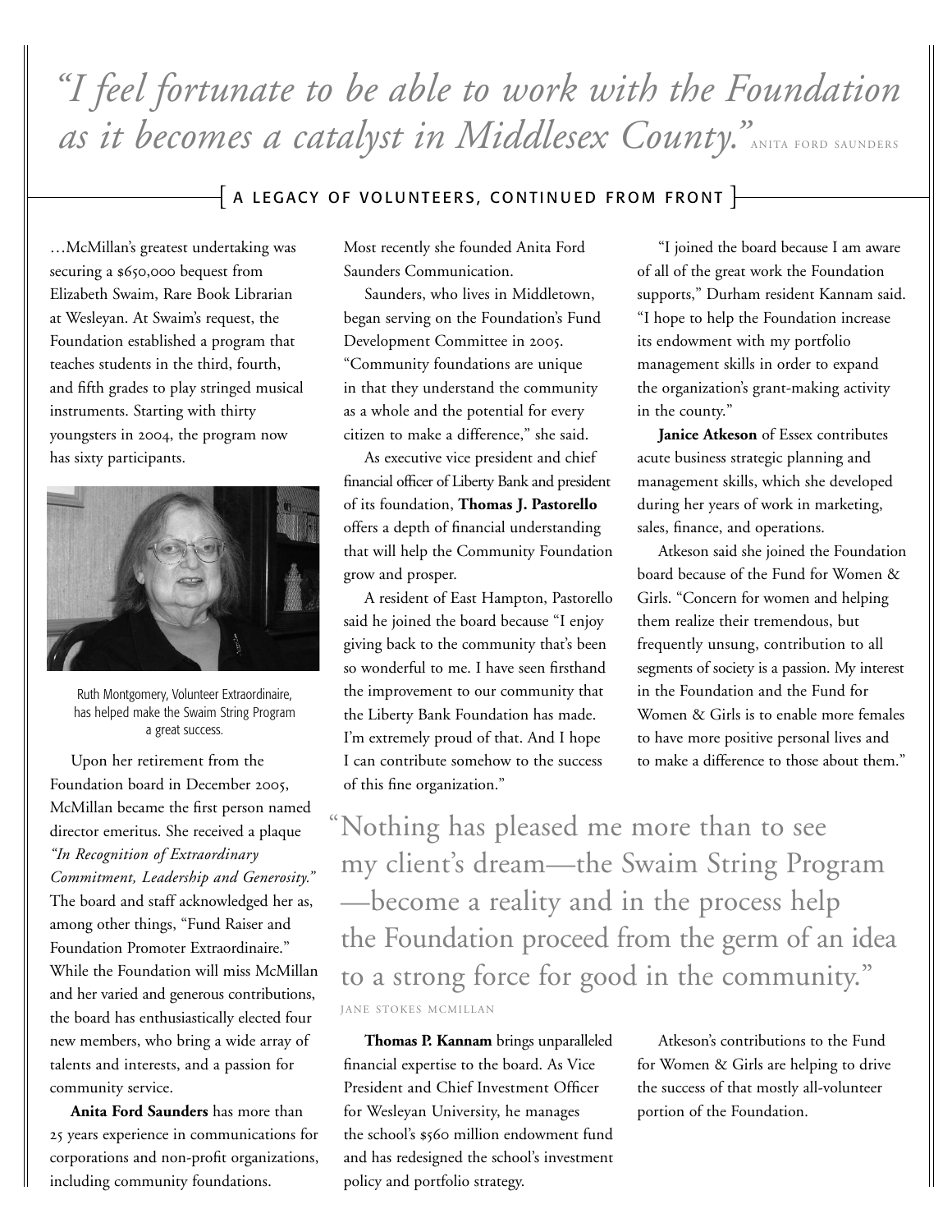*"I feel fortunate to be able to work with the Foundation as it becomes a catalyst in Middlesex County."* ANITA FORD SAUNDERS

## [ A LEGACY OF VOLUNTEERS, CONTINUED FROM FRONT ]

…McMillan's greatest undertaking was securing a $650,000 bequest from Elizabeth Swaim, Rare Book Librarian at Wesleyan. At Swaim's request, the Foundation established a program that teaches students in the third, fourth, and fifth grades to play stringed musical instruments. Starting with thirty youngsters in 2004, the program now has sixty participants.

Ruth Montgomery, Volunteer Extraordinaire, has helped make the Swaim String Program a great success.

Upon her retirement from the Foundation board in December 2005, McMillan became the first person named director emeritus. She received a plaque *"In Recognition of Extraordinary Commitment, Leadership and Generosity."* The board and staff acknowledged her as, among other things, "Fund Raiser and Foundation Promoter Extraordinaire." While the Foundation will miss McMillan and her varied and generous contributions, the board has enthusiastically elected four new members, who bring a wide array of talents and interests, and a passion for community service.

**Anita Ford Saunders** has more than 25 years experience in communications for corporations and non-profit organizations, including community foundations. Most recently she founded Anita Ford Saunders Communication.

Saunders, who lives in Middletown, began serving on the Foundation's Fund Development Committee in 2005. "Community foundations are unique in that they understand the community as a whole and the potential for every citizen to make a difference," she said.

As executive vice president and chief financial officer of Liberty Bank and president of its foundation, **Thomas J. Pastorello** offers a depth of financial understanding that will help the Community Foundation grow and prosper.

A resident of East Hampton, Pastorello said he joined the board because "I enjoy giving back to the community that's been so wonderful to me. I have seen firsthand the improvement to our community that the Liberty Bank Foundation has made. I'm extremely proud of that. And I hope I can contribute somehow to the success of this fine organization."

"I joined the board because I am aware of all of the great work the Foundation supports," Durham resident Kannam said. "I hope to help the Foundation increase its endowment with my portfolio management skills in order to expand the organization's grant-making activity in the county."

**Janice Atkeson** of Essex contributes acute business strategic planning and management skills, which she developed during her years of work in marketing, sales, finance, and operations.

Atkeson said she joined the Foundation board because of the Fund for Women & Girls. "Concern for women and helping them realize their tremendous, but frequently unsung, contribution to all segments of society is a passion. My interest in the Foundation and the Fund for Women & Girls is to enable more females to have more positive personal lives and to make a difference to those about them."

> "Nothing has pleased me more than to see my client's dream—the Swaim String Program—become a reality and in the process help the Foundation proceed from the germ of an idea to a strong force for good in the community."
>
> JANE STOKES MCMILLAN

**Thomas P. Kannam** brings unparalleled financial expertise to the board. As Vice President and Chief Investment Officer for Wesleyan University, he manages the school's $560 million endowment fund and has redesigned the school's investment policy and portfolio strategy.

Atkeson's contributions to the Fund for Women & Girls are helping to drive the success of that mostly all-volunteer portion of the Foundation.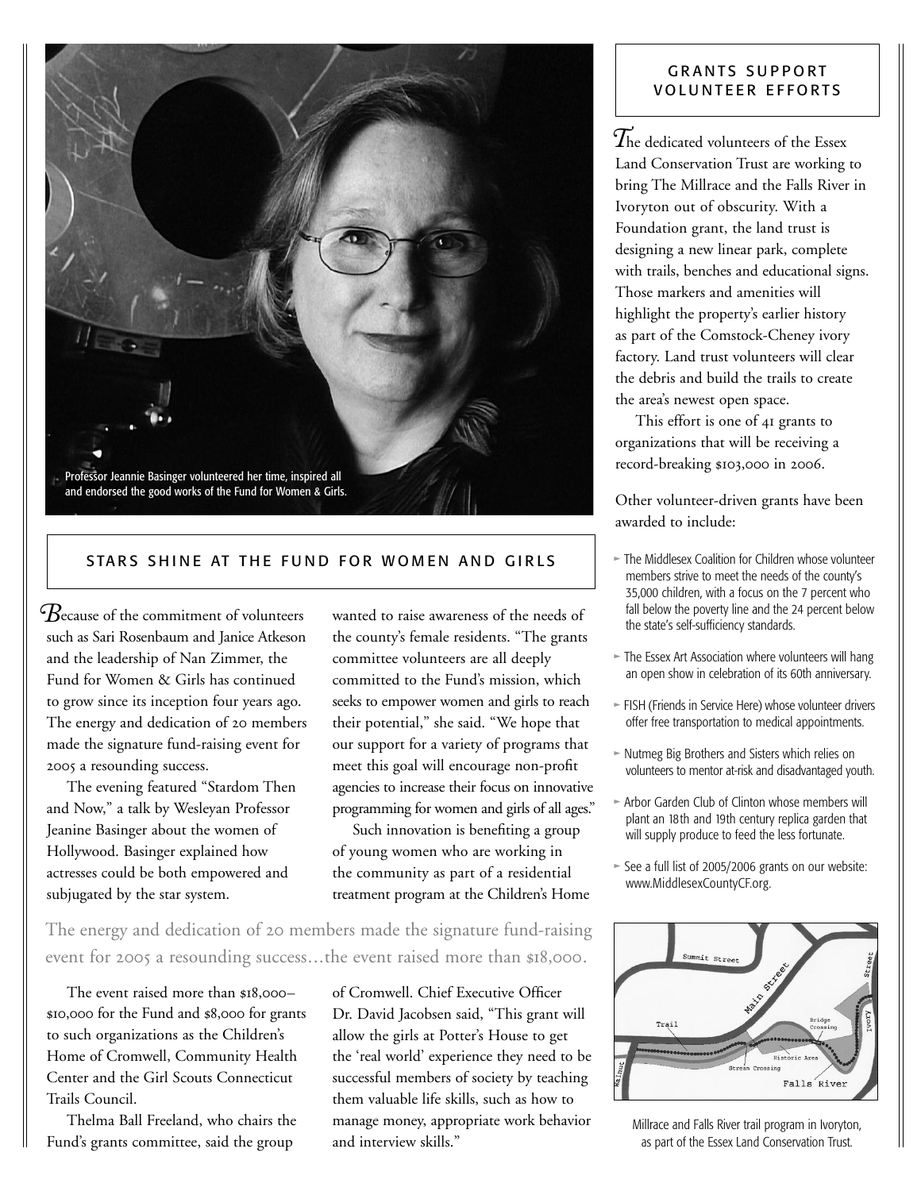Professor Jeannie Basinger volunteered her time, inspired all and endorsed the good works of the Fund for Women & Girls.

## STARS SHINE AT THE FUND FOR WOMEN AND GIRLS

Because of the commitment of volunteers such as Sari Rosenbaum and Janice Atkeson and the leadership of Nan Zimmer, the Fund for Women & Girls has continued to grow since its inception four years ago. The energy and dedication of 20 members made the signature fund-raising event for 2005 a resounding success.

The evening featured "Stardom Then and Now," a talk by Wesleyan Professor Jeanine Basinger about the women of Hollywood. Basinger explained how actresses could be both empowered and subjugated by the star system.

The event raised more than $18,000–$10,000 for the Fund and $8,000 for grants to such organizations as the Children's Home of Cromwell, Community Health Center and the Girl Scouts Connecticut Trails Council.

Thelma Ball Freeland, who chairs the Fund's grants committee, said the group wanted to raise awareness of the needs of the county's female residents. "The grants committee volunteers are all deeply committed to the Fund's mission, which seeks to empower women and girls to reach their potential," she said. "We hope that our support for a variety of programs that meet this goal will encourage non-profit agencies to increase their focus on innovative programming for women and girls of all ages."

Such innovation is benefiting a group of young women who are working in the community as part of a residential treatment program at the Children's Home of Cromwell. Chief Executive Officer Dr. David Jacobsen said, "This grant will allow the girls at Potter's House to get the 'real world' experience they need to be successful members of society by teaching them valuable life skills, such as how to manage money, appropriate work behavior and interview skills."

> The energy and dedication of 20 members made the signature fund-raising event for 2005 a resounding success…the event raised more than $18,000.

## GRANTS SUPPORT VOLUNTEER EFFORTS

The dedicated volunteers of the Essex Land Conservation Trust are working to bring The Millrace and the Falls River in Ivoryton out of obscurity. With a Foundation grant, the land trust is designing a new linear park, complete with trails, benches and educational signs. Those markers and amenities will highlight the property's earlier history as part of the Comstock-Cheney ivory factory. Land trust volunteers will clear the debris and build the trails to create the area's newest open space.

This effort is one of 41 grants to organizations that will be receiving a record-breaking $103,000 in 2006.

Other volunteer-driven grants have been awarded to include:

- The Middlesex Coalition for Children whose volunteer members strive to meet the needs of the county's 35,000 children, with a focus on the 7 percent who fall below the poverty line and the 24 percent below the state's self-sufficiency standards.
- The Essex Art Association where volunteers will hang an open show in celebration of its 60th anniversary.
- FISH (Friends in Service Here) whose volunteer drivers offer free transportation to medical appointments.
- Nutmeg Big Brothers and Sisters which relies on volunteers to mentor at-risk and disadvantaged youth.
- Arbor Garden Club of Clinton whose members will plant an 18th and 19th century replica garden that will supply produce to feed the less fortunate.
- See a full list of 2005/2006 grants on our website: www.MiddlesexCountyCF.org.

Millrace and Falls River trail program in Ivoryton, as part of the Essex Land Conservation Trust.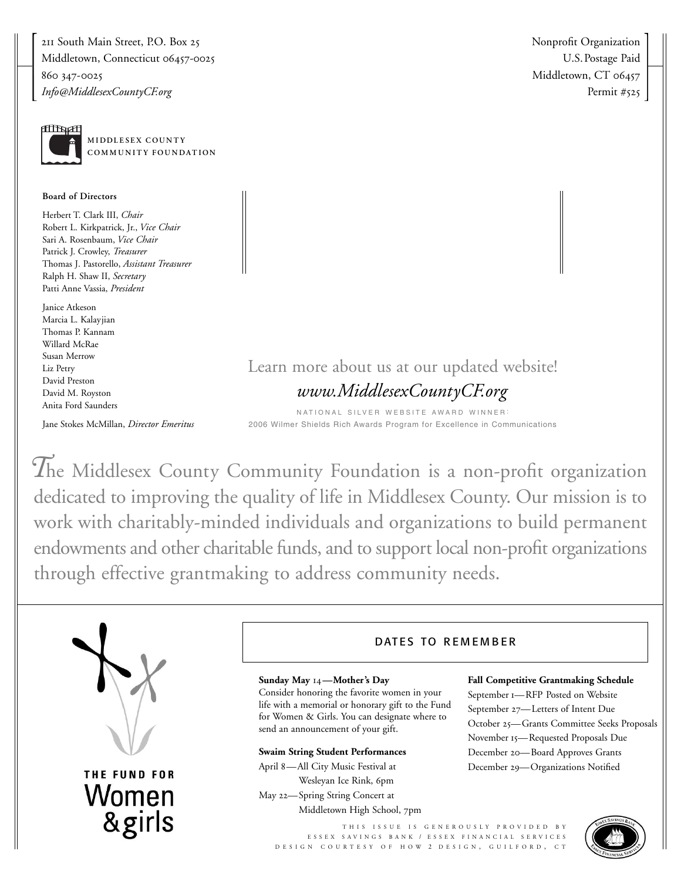211 South Main Street, P.O. Box 25
Middletown, Connecticut 06457-0025
860 347-0025
*Info@MiddlesexCountyCF.org*

Nonprofit Organization
U.S. Postage Paid
Middletown, CT 06457
Permit #525

MIDDLESEX COUNTY
COMMUNITY FOUNDATION

**Board of Directors**

Herbert T. Clark III, *Chair*
Robert L. Kirkpatrick, Jr., *Vice Chair*
Sari A. Rosenbaum, *Vice Chair*
Patrick J. Crowley, *Treasurer*
Thomas J. Pastorello, *Assistant Treasurer*
Ralph H. Shaw II, *Secretary*
Patti Anne Vassia, *President*

Janice Atkeson
Marcia L. Kalayjian
Thomas P. Kannam
Willard McRae
Susan Merrow
Liz Petry
David Preston
David M. Royston
Anita Ford Saunders

Jane Stokes McMillan, *Director Emeritus*

Learn more about us at our updated website!
*www.MiddlesexCountyCF.org*

NATIONAL SILVER WEBSITE AWARD WINNER:
2006 Wilmer Shields Rich Awards Program for Excellence in Communications

The Middlesex County Community Foundation is a non-profit organization dedicated to improving the quality of life in Middlesex County. Our mission is to work with charitably-minded individuals and organizations to build permanent endowments and other charitable funds, and to support local non-profit organizations through effective grantmaking to address community needs.

THE FUND FOR
Women
& girls

## DATES TO REMEMBER

**Sunday May 14—Mother's Day**
Consider honoring the favorite women in your life with a memorial or honorary gift to the Fund for Women & Girls. You can designate where to send an announcement of your gift.

**Swaim String Student Performances**
April 8—All City Music Festival at Wesleyan Ice Rink, 6pm
May 22—Spring String Concert at Middletown High School, 7pm

**Fall Competitive Grantmaking Schedule**
September 1—RFP Posted on Website
September 27—Letters of Intent Due
October 25—Grants Committee Seeks Proposals
November 15—Requested Proposals Due
December 20—Board Approves Grants
December 29—Organizations Notified

THIS ISSUE IS GENEROUSLY PROVIDED BY
ESSEX SAVINGS BANK / ESSEX FINANCIAL SERVICES
DESIGN COURTESY OF HOW 2 DESIGN, GUILFORD, CT